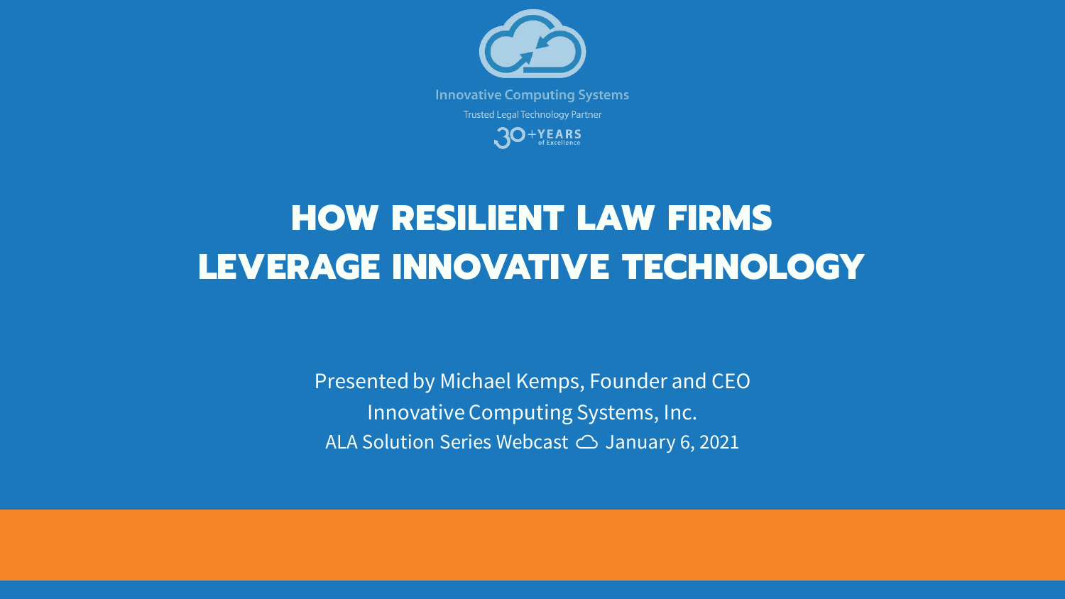Innovative Computing Systems

Trusted Legal Technology Partner

30+ YEARS of Excellence

# HOW RESILIENT LAW FIRMS LEVERAGE INNOVATIVE TECHNOLOGY

Presented by Michael Kemps, Founder and CEO

Innovative Computing Systems, Inc.

ALA Solution Series Webcast ☁ January 6, 2021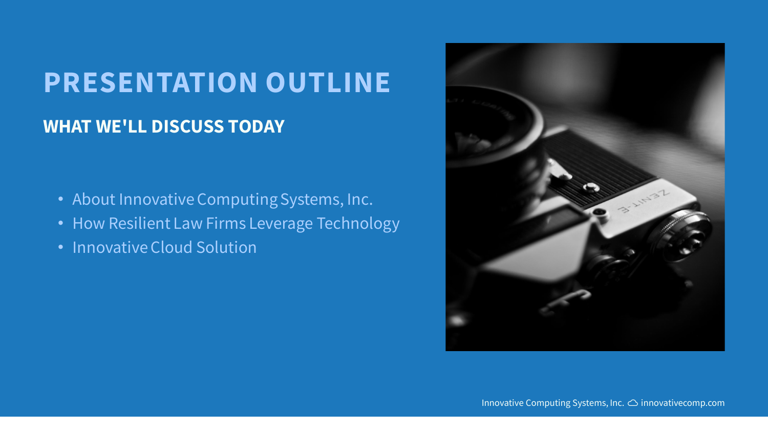# PRESENTATION OUTLINE

## WHAT WE'LL DISCUSS TODAY

- About Innovative Computing Systems, Inc.
- How Resilient Law Firms Leverage Technology
- Innovative Cloud Solution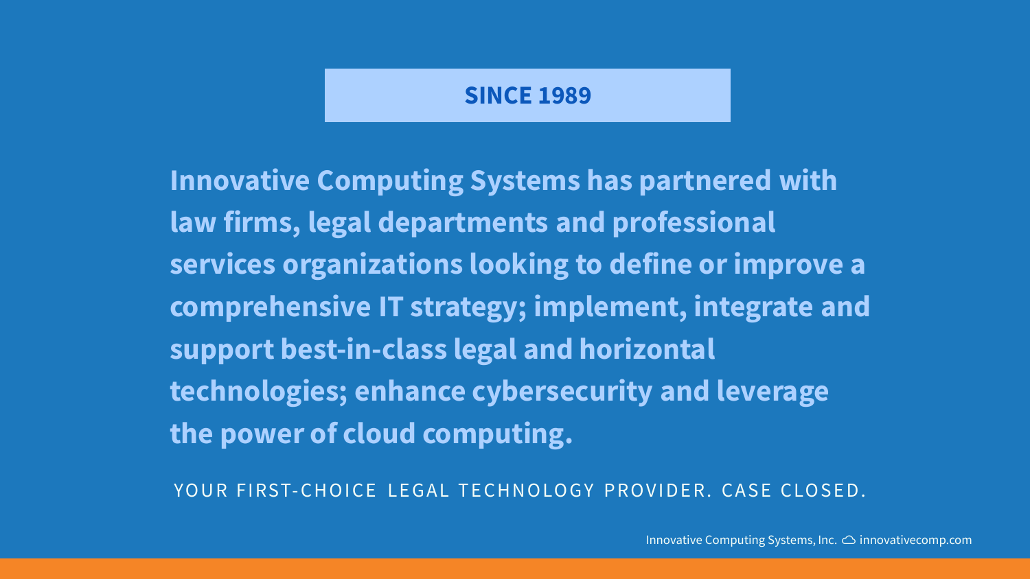**SINCE 1989**

**Innovative Computing Systems has partnered with law firms, legal departments and professional services organizations looking to define or improve a comprehensive IT strategy; implement, integrate and support best-in-class legal and horizontal technologies; enhance cybersecurity and leverage the power of cloud computing.**

YOUR FIRST-CHOICE LEGAL TECHNOLOGY PROVIDER. CASE CLOSED.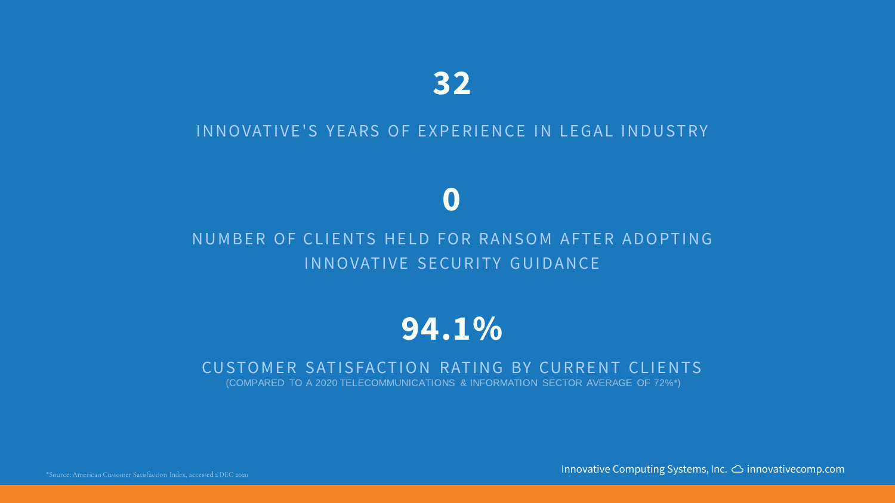# 32

INNOVATIVE'S YEARS OF EXPERIENCE IN LEGAL INDUSTRY

# 0

NUMBER OF CLIENTS HELD FOR RANSOM AFTER ADOPTING INNOVATIVE SECURITY GUIDANCE

# 94.1%

CUSTOMER SATISFACTION RATING BY CURRENT CLIENTS
(COMPARED TO A 2020 TELECOMMUNICATIONS & INFORMATION SECTOR AVERAGE OF 72%*)

*Source: American Customer Satisfaction Index, accessed 2 DEC 2020

Innovative Computing Systems, Inc. innovativecomp.com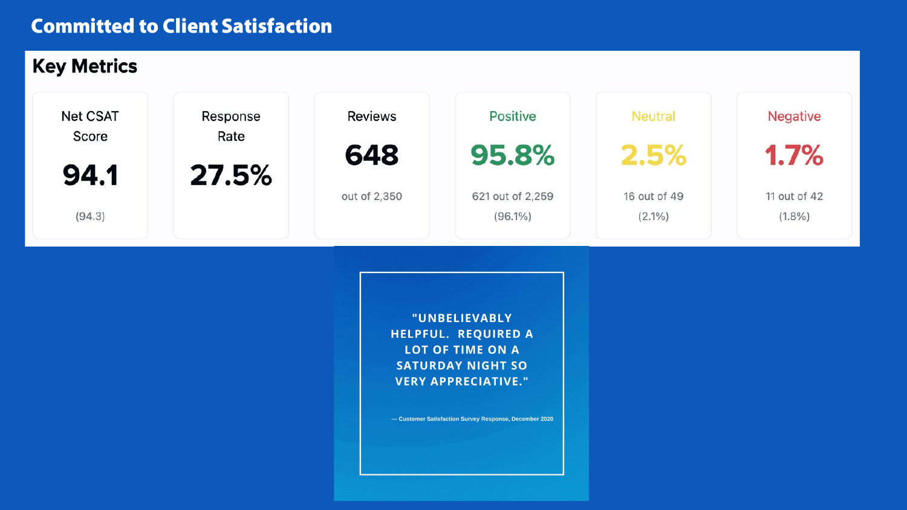# Committed to Client Satisfaction

## Key Metrics

| Net CSAT Score | Response Rate | Reviews | Positive | Neutral | Negative |
|---|---|---|---|---|---|
| 94.1 | 27.5% | 648 | 95.8% | 2.5% | 1.7% |
| (94.3) | | out of 2,350 | 621 out of 2,259 | 16 out of 49 | 11 out of 42 |
| | | | (96.1%) | (2.1%) | (1.8%) |

> "UNBELIEVABLY HELPFUL. REQUIRED A LOT OF TIME ON A SATURDAY NIGHT SO VERY APPRECIATIVE."
>
> — Customer Satisfaction Survey Response, December 2020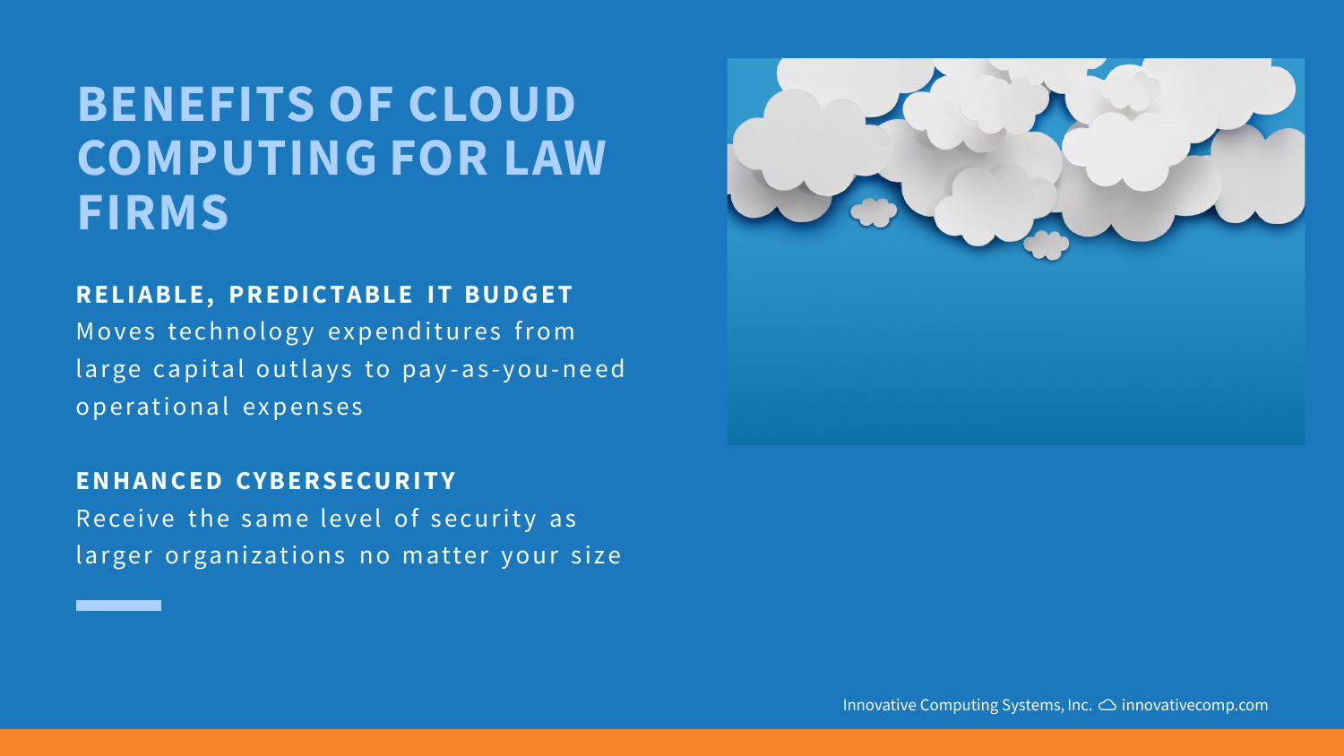# BENEFITS OF CLOUD COMPUTING FOR LAW FIRMS

**RELIABLE, PREDICTABLE IT BUDGET**

Moves technology expenditures from large capital outlays to pay-as-you-need operational expenses

**ENHANCED CYBERSECURITY**

Receive the same level of security as larger organizations no matter your size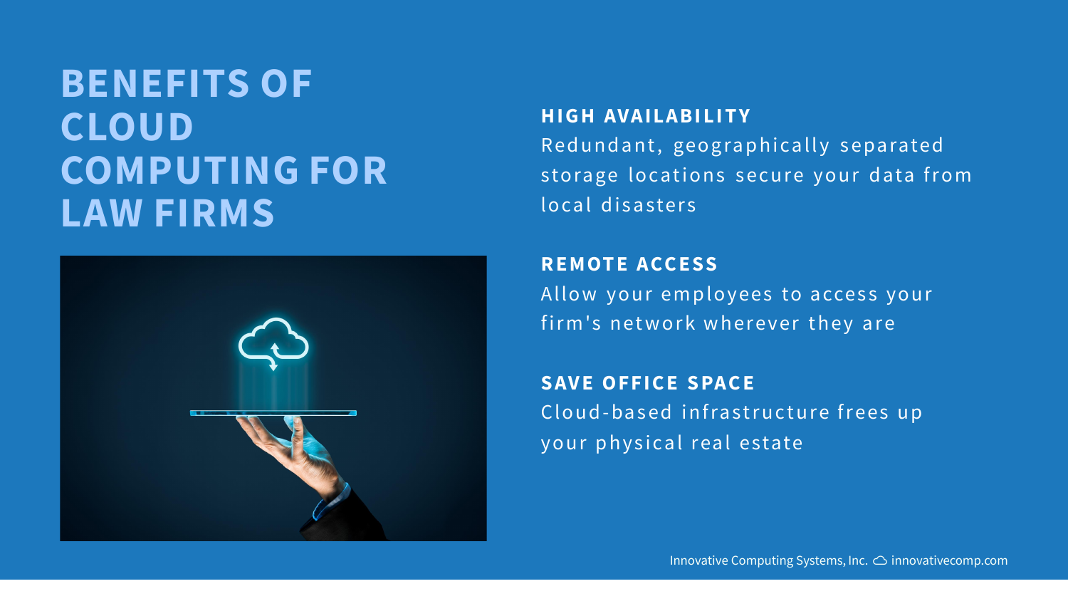# BENEFITS OF CLOUD COMPUTING FOR LAW FIRMS

### HIGH AVAILABILITY

Redundant, geographically separated storage locations secure your data from local disasters

### REMOTE ACCESS

Allow your employees to access your firm's network wherever they are

### SAVE OFFICE SPACE

Cloud-based infrastructure frees up your physical real estate

Innovative Computing Systems, Inc. innovativecomp.com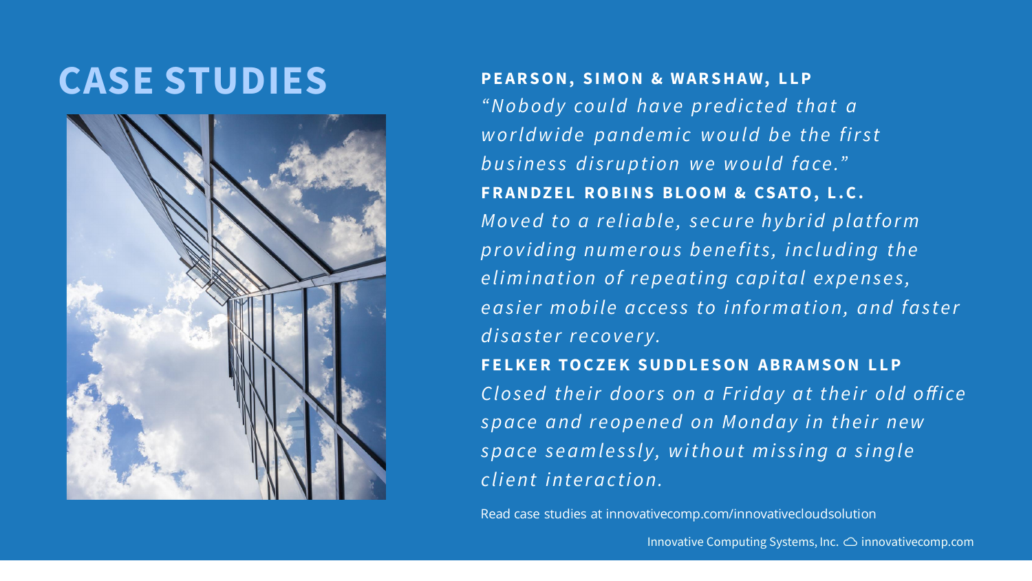# CASE STUDIES

**PEARSON, SIMON & WARSHAW, LLP**

*"Nobody could have predicted that a worldwide pandemic would be the first business disruption we would face."*

**FRANDZEL ROBINS BLOOM & CSATO, L.C.**

*Moved to a reliable, secure hybrid platform providing numerous benefits, including the elimination of repeating capital expenses, easier mobile access to information, and faster disaster recovery.*

**FELKER TOCZEK SUDDLESON ABRAMSON LLP**

*Closed their doors on a Friday at their old office space and reopened on Monday in their new space seamlessly, without missing a single client interaction.*

Read case studies at innovativecomp.com/innovativecloudsolution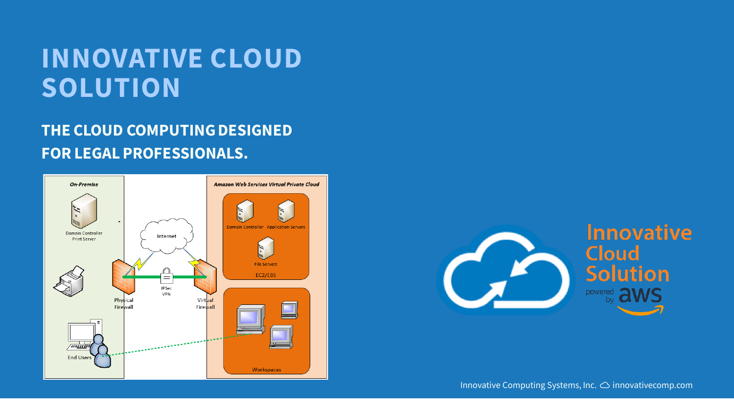# INNOVATIVE CLOUD SOLUTION

**THE CLOUD COMPUTING DESIGNED FOR LEGAL PROFESSIONALS.**

On-Premise

Domain Controller
Print Server

Physical Firewall

End Users

Internet

IPSec VPN

Amazon Web Services Virtual Private Cloud

Domain Controller

Application Servers

File Servers

EC2/EBS

Virtual Firewall

Workspaces

Innovative Cloud Solution powered by aws

Innovative Computing Systems, Inc. innovativecomp.com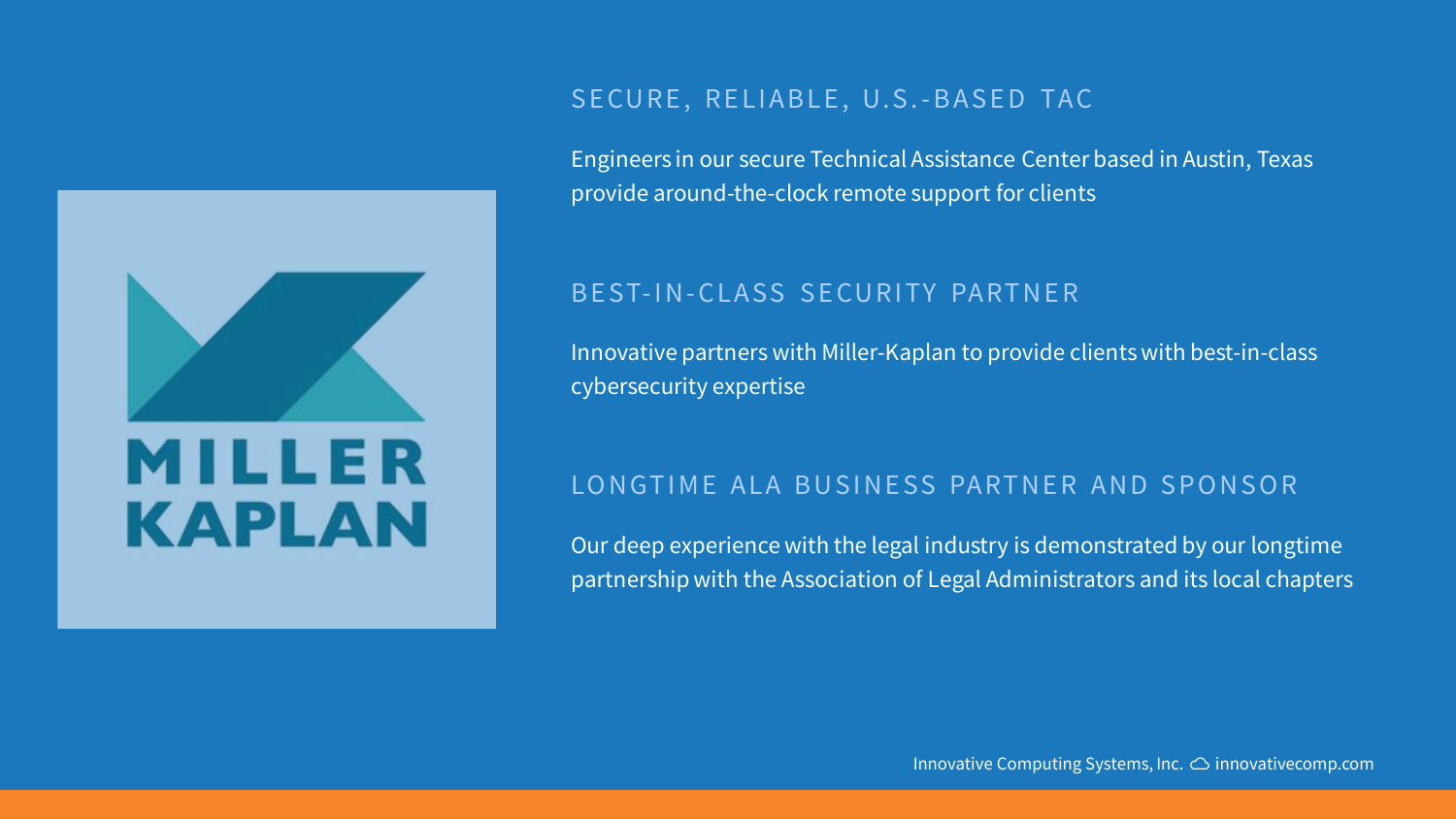## SECURE, RELIABLE, U.S.-BASED TAC

Engineers in our secure Technical Assistance Center based in Austin, Texas provide around-the-clock remote support for clients

## BEST-IN-CLASS SECURITY PARTNER

Innovative partners with Miller-Kaplan to provide clients with best-in-class cybersecurity expertise

## LONGTIME ALA BUSINESS PARTNER AND SPONSOR

Our deep experience with the legal industry is demonstrated by our longtime partnership with the Association of Legal Administrators and its local chapters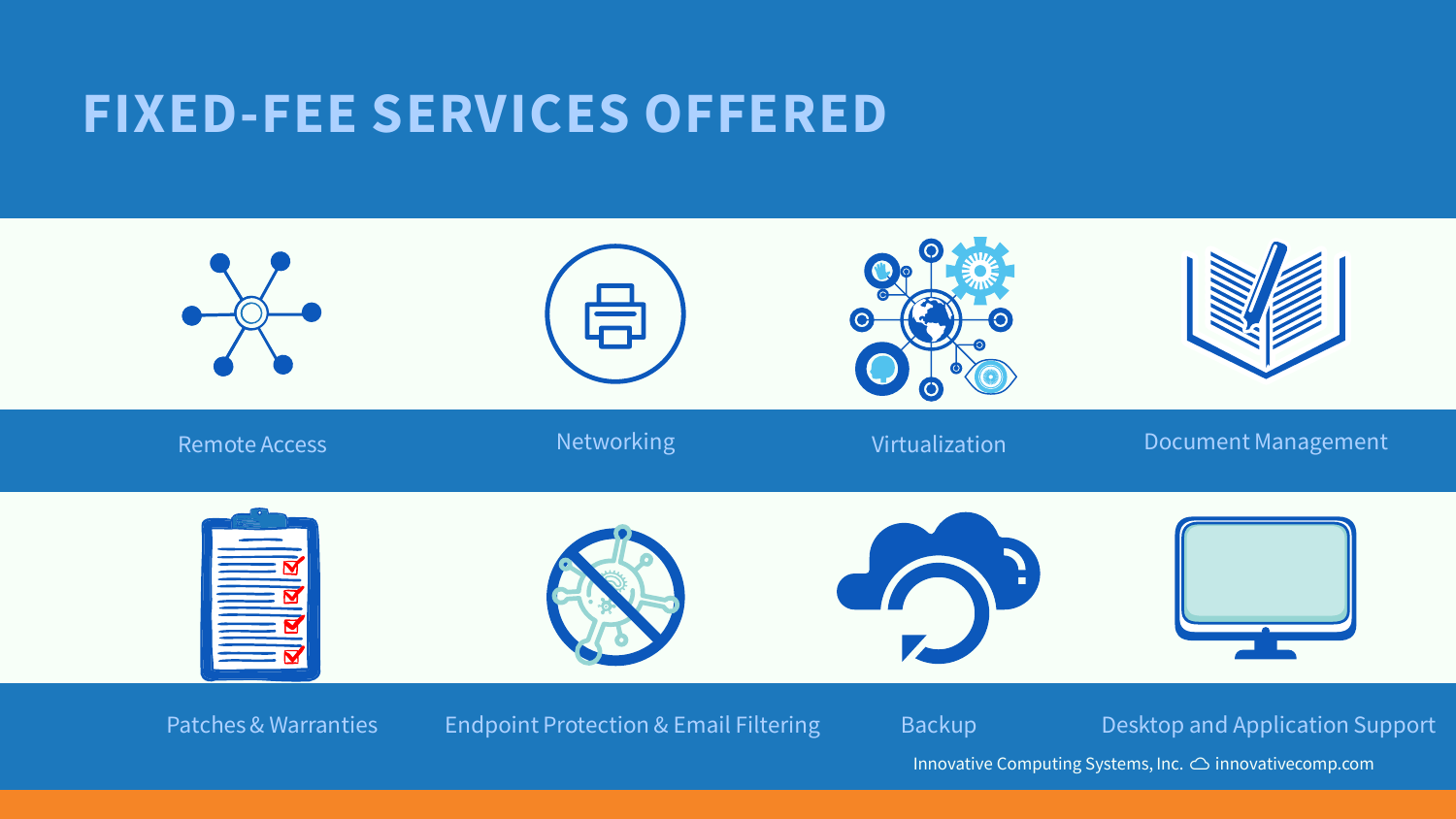# FIXED-FEE SERVICES OFFERED

- Remote Access
- Networking
- Virtualization
- Document Management
- Patches & Warranties
- Endpoint Protection & Email Filtering
- Backup
- Desktop and Application Support

Innovative Computing Systems, Inc. innovativecomp.com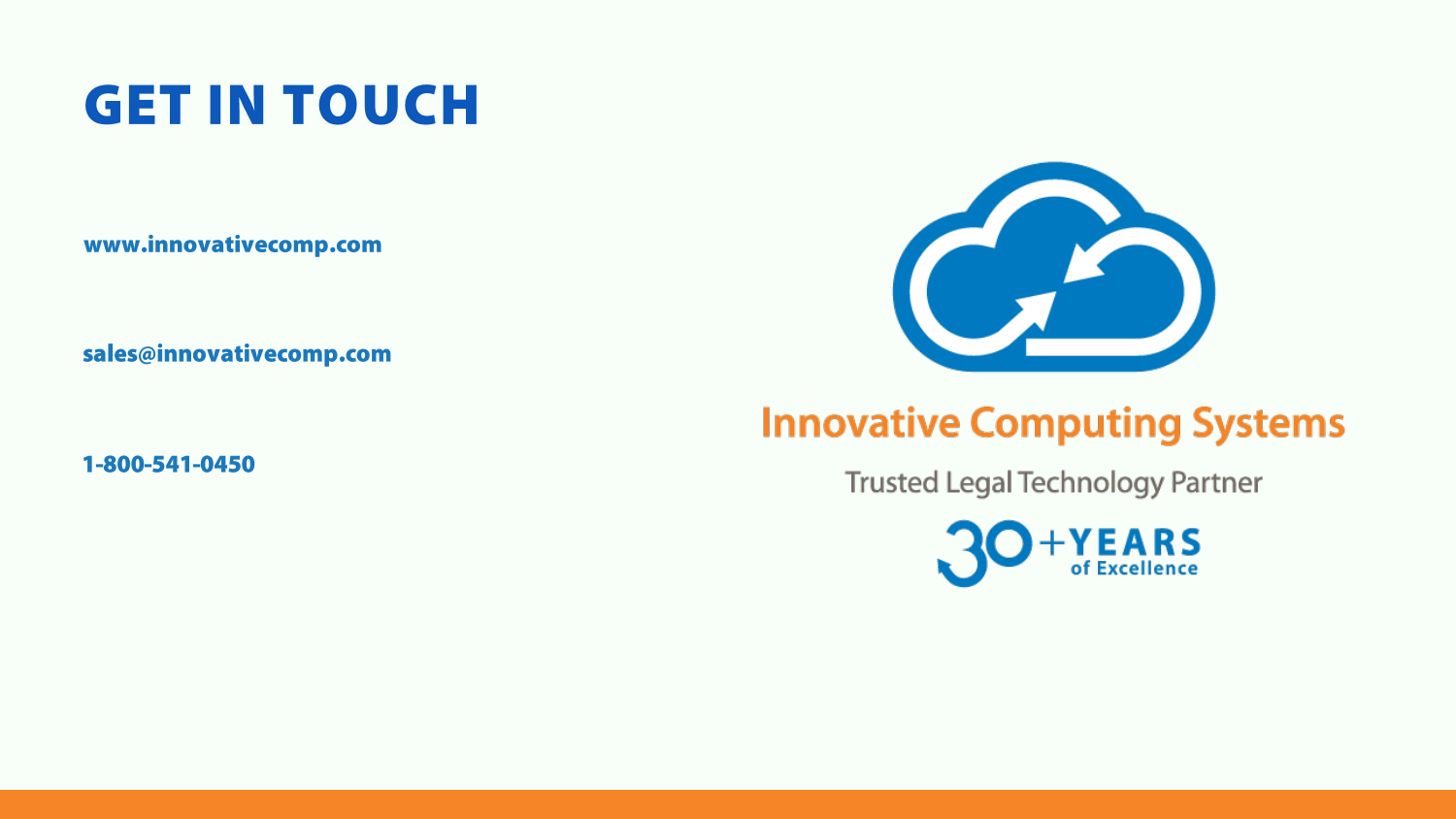# GET IN TOUCH

www.innovativecomp.com

sales@innovativecomp.com

1-800-541-0450

Innovative Computing Systems

Trusted Legal Technology Partner

30+ YEARS of Excellence